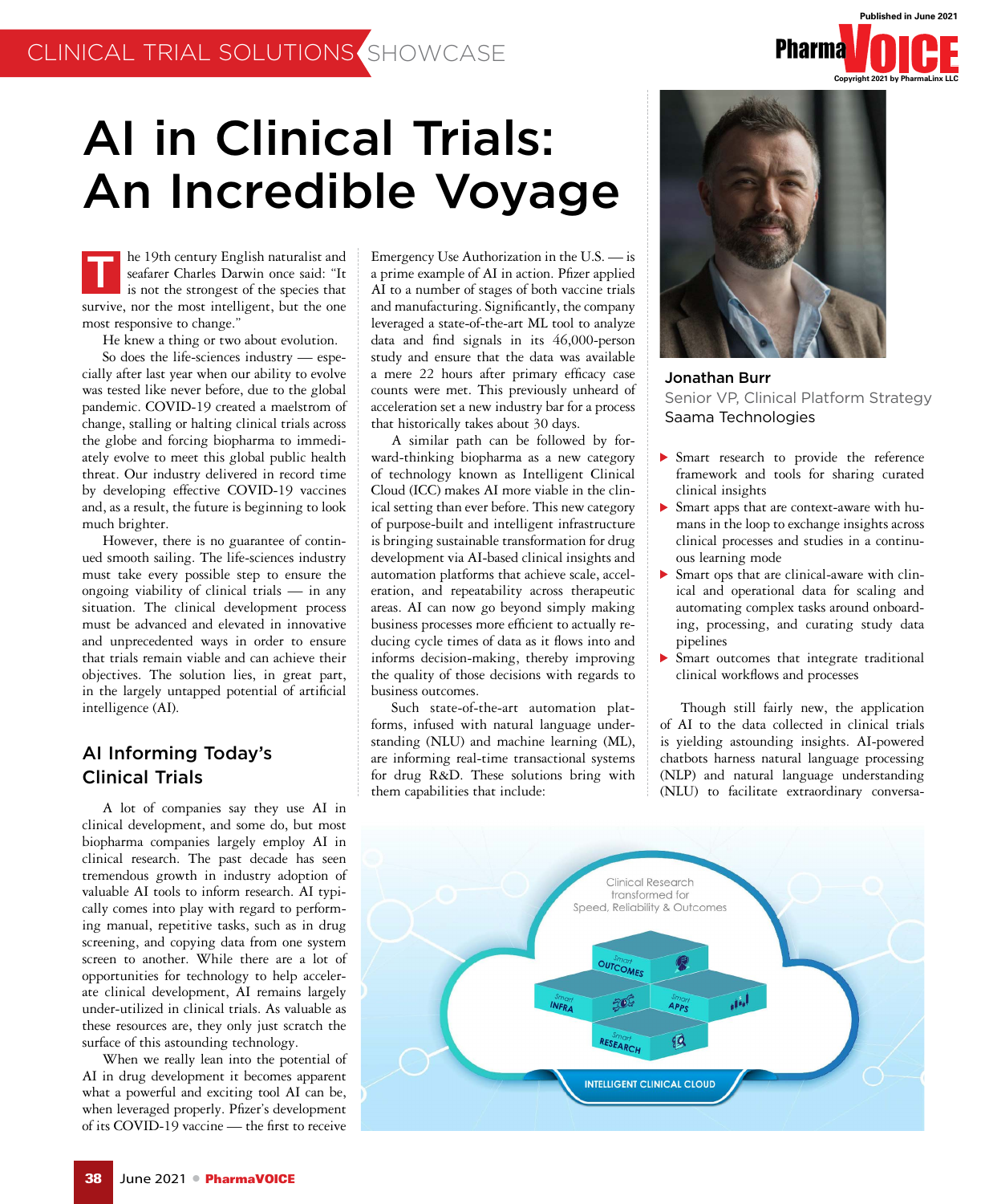# AI in Clinical Trials: An Incredible Voyage

The 19th century English naturalist and seafarer Charles Darwin once said: "It is not the strongest of the species that survive, nor the most intelligent, but the one most responsive to change."

He knew a thing or two about evolution.

So does the life-sciences industry — especially after last year when our ability to evolve was tested like never before, due to the global pandemic. COVID-19 created a maelstrom of change, stalling or halting clinical trials across the globe and forcing biopharma to immediately evolve to meet this global public health threat. Our industry delivered in record time by developing effective COVID-19 vaccines and, as a result, the future is beginning to look much brighter.

However, there is no guarantee of continued smooth sailing. The life-sciences industry must take every possible step to ensure the ongoing viability of clinical trials — in any situation. The clinical development process must be advanced and elevated in innovative and unprecedented ways in order to ensure that trials remain viable and can achieve their objectives. The solution lies, in great part, in the largely untapped potential of artificial intelligence (AI).

## AI Informing Today's Clinical Trials

A lot of companies say they use AI in clinical development, and some do, but most biopharma companies largely employ AI in clinical research. The past decade has seen tremendous growth in industry adoption of valuable AI tools to inform research. AI typically comes into play with regard to performing manual, repetitive tasks, such as in drug screening, and copying data from one system screen to another. While there are a lot of opportunities for technology to help accelerate clinical development, AI remains largely under-utilized in clinical trials. As valuable as these resources are, they only just scratch the surface of this astounding technology.

When we really lean into the potential of AI in drug development it becomes apparent what a powerful and exciting tool AI can be, when leveraged properly. Pfizer's development of its COVID-19 vaccine — the first to receive Emergency Use Authorization in the U.S. — is a prime example of AI in action. Pfizer applied AI to a number of stages of both vaccine trials and manufacturing. Significantly, the company leveraged a state-of-the-art ML tool to analyze data and find signals in its 46,000-person study and ensure that the data was available a mere 22 hours after primary efficacy case counts were met. This previously unheard of acceleration set a new industry bar for a process that historically takes about 30 days.

A similar path can be followed by forward-thinking biopharma as a new category of technology known as Intelligent Clinical Cloud (ICC) makes AI more viable in the clinical setting than ever before. This new category of purpose-built and intelligent infrastructure is bringing sustainable transformation for drug development via AI-based clinical insights and automation platforms that achieve scale, acceleration, and repeatability across therapeutic areas. AI can now go beyond simply making business processes more efficient to actually reducing cycle times of data as it flows into and informs decision-making, thereby improving the quality of those decisions with regards to business outcomes.

Such state-of-the-art automation platforms, infused with natural language understanding (NLU) and machine learning (ML), are informing real-time transactional systems for drug R&D. These solutions bring with them capabilities that include:

**Jonathan Burr**
Senior VP, Clinical Platform Strategy
Saama Technologies

- Smart research to provide the reference framework and tools for sharing curated clinical insights
- Smart apps that are context-aware with humans in the loop to exchange insights across clinical processes and studies in a continuous learning mode
- Smart ops that are clinical-aware with clinical and operational data for scaling and automating complex tasks around onboarding, processing, and curating study data pipelines
- Smart outcomes that integrate traditional clinical workflows and processes

Though still fairly new, the application of AI to the data collected in clinical trials is yielding astounding insights. AI-powered chatbots harness natural language processing (NLP) and natural language understanding (NLU) to facilitate extraordinary conversa-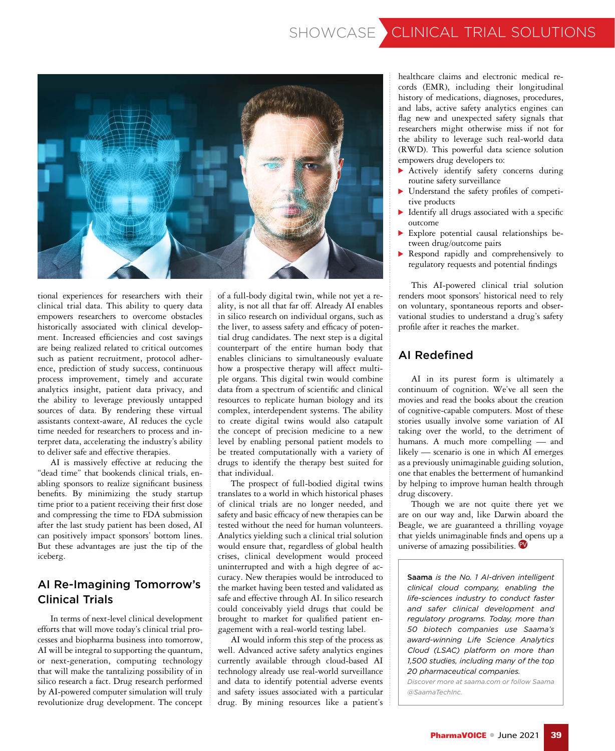tional experiences for researchers with their clinical trial data. This ability to query data empowers researchers to overcome obstacles historically associated with clinical development. Increased efficiencies and cost savings are being realized related to critical outcomes such as patient recruitment, protocol adherence, prediction of study success, continuous process improvement, timely and accurate analytics insight, patient data privacy, and the ability to leverage previously untapped sources of data. By rendering these virtual assistants context-aware, AI reduces the cycle time needed for researchers to process and interpret data, accelerating the industry's ability to deliver safe and effective therapies.

AI is massively effective at reducing the "dead time" that bookends clinical trials, enabling sponsors to realize significant business benefits. By minimizing the study startup time prior to a patient receiving their first dose and compressing the time to FDA submission after the last study patient has been dosed, AI can positively impact sponsors' bottom lines. But these advantages are just the tip of the iceberg.

## AI Re-Imagining Tomorrow's Clinical Trials

In terms of next-level clinical development efforts that will move today's clinical trial processes and biopharma business into tomorrow, AI will be integral to supporting the quantum, or next-generation, computing technology that will make the tantalizing possibility of in silico research a fact. Drug research performed by AI-powered computer simulation will truly revolutionize drug development. The concept of a full-body digital twin, while not yet a reality, is not all that far off. Already AI enables in silico research on individual organs, such as the liver, to assess safety and efficacy of potential drug candidates. The next step is a digital counterpart of the entire human body that enables clinicians to simultaneously evaluate how a prospective therapy will affect multiple organs. This digital twin would combine data from a spectrum of scientific and clinical resources to replicate human biology and its complex, interdependent systems. The ability to create digital twins would also catapult the concept of precision medicine to a new level by enabling personal patient models to be treated computationally with a variety of drugs to identify the therapy best suited for that individual.

The prospect of full-bodied digital twins translates to a world in which historical phases of clinical trials are no longer needed, and safety and basic efficacy of new therapies can be tested without the need for human volunteers. Analytics yielding such a clinical trial solution would ensure that, regardless of global health crises, clinical development would proceed uninterrupted and with a high degree of accuracy. New therapies would be introduced to the market having been tested and validated as safe and effective through AI. In silico research could conceivably yield drugs that could be brought to market for qualified patient engagement with a real-world testing label.

AI would inform this step of the process as well. Advanced active safety analytics engines currently available through cloud-based AI technology already use real-world surveillance and data to identify potential adverse events and safety issues associated with a particular drug. By mining resources like a patient's healthcare claims and electronic medical records (EMR), including their longitudinal history of medications, diagnoses, procedures, and labs, active safety analytics engines can flag new and unexpected safety signals that researchers might otherwise miss if not for the ability to leverage such real-world data (RWD). This powerful data science solution empowers drug developers to:

- Actively identify safety concerns during routine safety surveillance
- Understand the safety profiles of competitive products
- Identify all drugs associated with a specific outcome
- Explore potential causal relationships between drug/outcome pairs
- Respond rapidly and comprehensively to regulatory requests and potential findings

This AI-powered clinical trial solution renders moot sponsors' historical need to rely on voluntary, spontaneous reports and observational studies to understand a drug's safety profile after it reaches the market.

## AI Redefined

AI in its purest form is ultimately a continuum of cognition. We've all seen the movies and read the books about the creation of cognitive-capable computers. Most of these stories usually involve some variation of AI taking over the world, to the detriment of humans. A much more compelling — and likely — scenario is one in which AI emerges as a previously unimaginable guiding solution, one that enables the betterment of humankind by helping to improve human health through drug discovery.

Though we are not quite there yet we are on our way and, like Darwin aboard the Beagle, we are guaranteed a thrilling voyage that yields unimaginable finds and opens up a universe of amazing possibilities. PV

**Saama** *is the No. 1 AI-driven intelligent clinical cloud company, enabling the life-sciences industry to conduct faster and safer clinical development and regulatory programs. Today, more than 50 biotech companies use Saama's award-winning Life Science Analytics Cloud (LSAC) platform on more than 1,500 studies, including many of the top 20 pharmaceutical companies.*

*Discover more at saama.com or follow Saama @SaamaTechInc.*